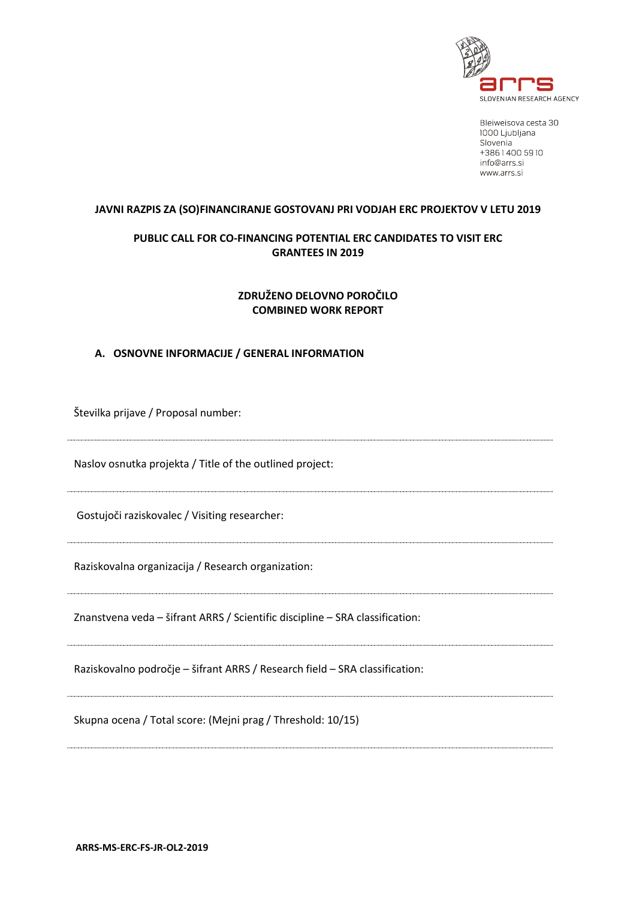arrs
SLOVENIAN RESEARCH AGENCY

Bleiweisova cesta 30
1000 Ljubljana
Slovenia
+386 1 400 59 10
info@arrs.si
www.arrs.si

**JAVNI RAZPIS ZA (SO)FINANCIRANJE GOSTOVANJ PRI VODJAH ERC PROJEKTOV V LETU 2019**

**PUBLIC CALL FOR CO-FINANCING POTENTIAL ERC CANDIDATES TO VISIT ERC GRANTEES IN 2019**

**ZDRUŽENO DELOVNO POROČILO**
**COMBINED WORK REPORT**

## A. OSNOVNE INFORMACIJE / GENERAL INFORMATION

Številka prijave / Proposal number:

---

Naslov osnutka projekta / Title of the outlined project:

---

Gostujoči raziskovalec / Visiting researcher:

---

Raziskovalna organizacija / Research organization:

---

Znanstvena veda – šifrant ARRS / Scientific discipline – SRA classification:

---

Raziskovalno področje – šifrant ARRS / Research field – SRA classification:

---

Skupna ocena / Total score: (Mejni prag / Threshold: 10/15)

---

**ARRS-MS-ERC-FS-JR-OL2-2019**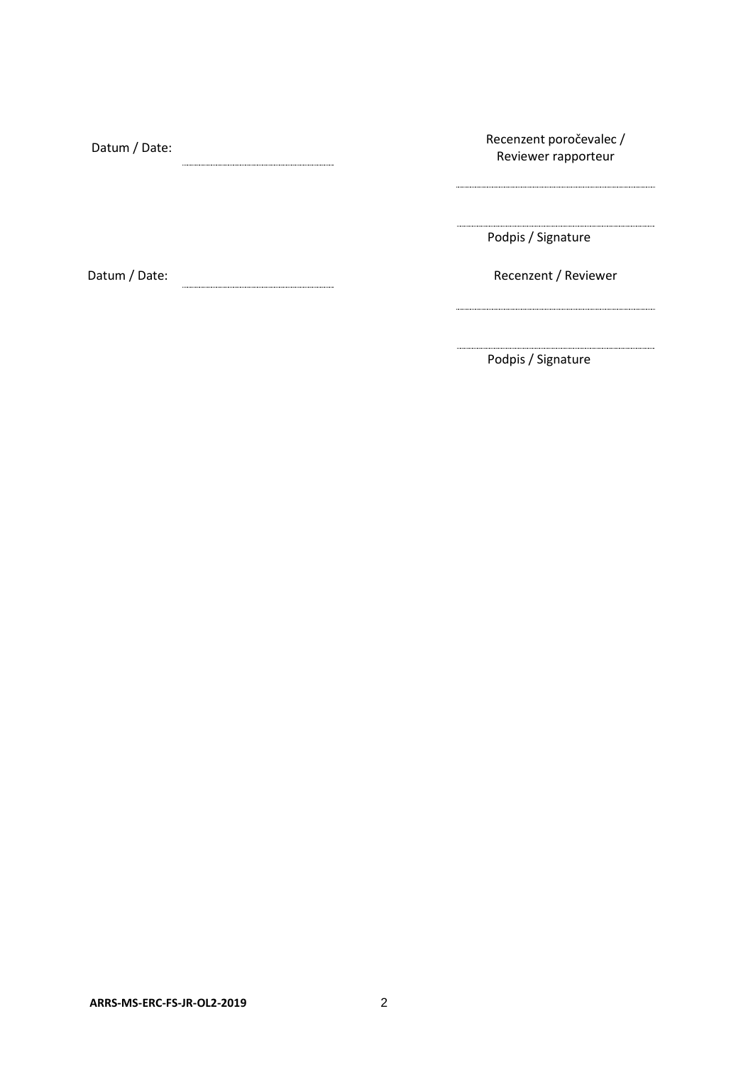| Datum / Date: | ........................................ | Recenzent poročevalec / Reviewer rapporteur |
|---|---|---|
| | | ........................................ |
| | | ........................................ |
| | | Podpis / Signature |
| Datum / Date: | ........................................ | Recenzent / Reviewer |
| | | ........................................ |
| | | ........................................ |
| | | Podpis / Signature |

**ARRS-MS-ERC-FS-JR-OL2-2019**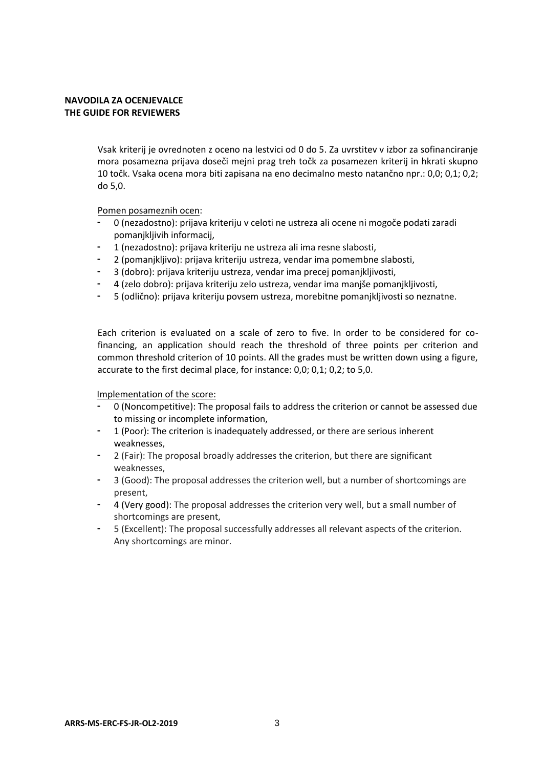**NAVODILA ZA OCENJEVALCE**
**THE GUIDE FOR REVIEWERS**

Vsak kriterij je ovrednoten z oceno na lestvici od 0 do 5. Za uvrstitev v izbor za sofinanciranje mora posamezna prijava doseči mejni prag treh točk za posamezen kriterij in hkrati skupno 10 točk. Vsaka ocena mora biti zapisana na eno decimalno mesto natančno npr.: 0,0; 0,1; 0,2; do 5,0.

Pomen posameznih ocen:

- 0 (nezadostno): prijava kriteriju v celoti ne ustreza ali ocene ni mogoče podati zaradi pomanjkljivih informacij,
- 1 (nezadostno): prijava kriteriju ne ustreza ali ima resne slabosti,
- 2 (pomanjkljivo): prijava kriteriju ustreza, vendar ima pomembne slabosti,
- 3 (dobro): prijava kriteriju ustreza, vendar ima precej pomanjkljivosti,
- 4 (zelo dobro): prijava kriteriju zelo ustreza, vendar ima manjše pomanjkljivosti,
- 5 (odlično): prijava kriteriju povsem ustreza, morebitne pomanjkljivosti so neznatne.

Each criterion is evaluated on a scale of zero to five. In order to be considered for co-financing, an application should reach the threshold of three points per criterion and common threshold criterion of 10 points. All the grades must be written down using a figure, accurate to the first decimal place, for instance: 0,0; 0,1; 0,2; to 5,0.

Implementation of the score:

- 0 (Noncompetitive): The proposal fails to address the criterion or cannot be assessed due to missing or incomplete information,
- 1 (Poor): The criterion is inadequately addressed, or there are serious inherent weaknesses,
- 2 (Fair): The proposal broadly addresses the criterion, but there are significant weaknesses,
- 3 (Good): The proposal addresses the criterion well, but a number of shortcomings are present,
- 4 (Very good): The proposal addresses the criterion very well, but a small number of shortcomings are present,
- 5 (Excellent): The proposal successfully addresses all relevant aspects of the criterion. Any shortcomings are minor.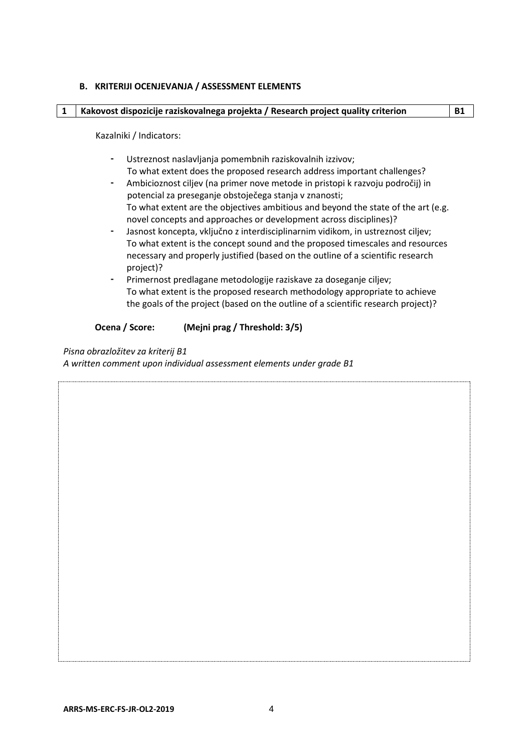### B. KRITERIJI OCENJEVANJA / ASSESSMENT ELEMENTS

| 1 | Kakovost dispozicije raziskovalnega projekta / Research project quality criterion | B1 |
|---|---|---|

Kazalniki / Indicators:

- Ustreznost naslavljanja pomembnih raziskovalnih izzivov;
  To what extent does the proposed research address important challenges?
- Ambicioznost ciljev (na primer nove metode in pristopi k razvoju področij) in potencial za preseganje obstoječega stanja v znanosti;
  To what extent are the objectives ambitious and beyond the state of the art (e.g. novel concepts and approaches or development across disciplines)?
- Jasnost koncepta, vključno z interdisciplinarnim vidikom, in ustreznost ciljev;
  To what extent is the concept sound and the proposed timescales and resources necessary and properly justified (based on the outline of a scientific research project)?
- Primernost predlagane metodologije raziskave za doseganje ciljev;
  To what extent is the proposed research methodology appropriate to achieve the goals of the project (based on the outline of a scientific research project)?

**Ocena / Score: (Mejni prag / Threshold: 3/5)**

*Pisna obrazložitev za kriterij B1*
*A written comment upon individual assessment elements under grade B1*

| |
|---|
| |

ARRS-MS-ERC-FS-JR-OL2-2019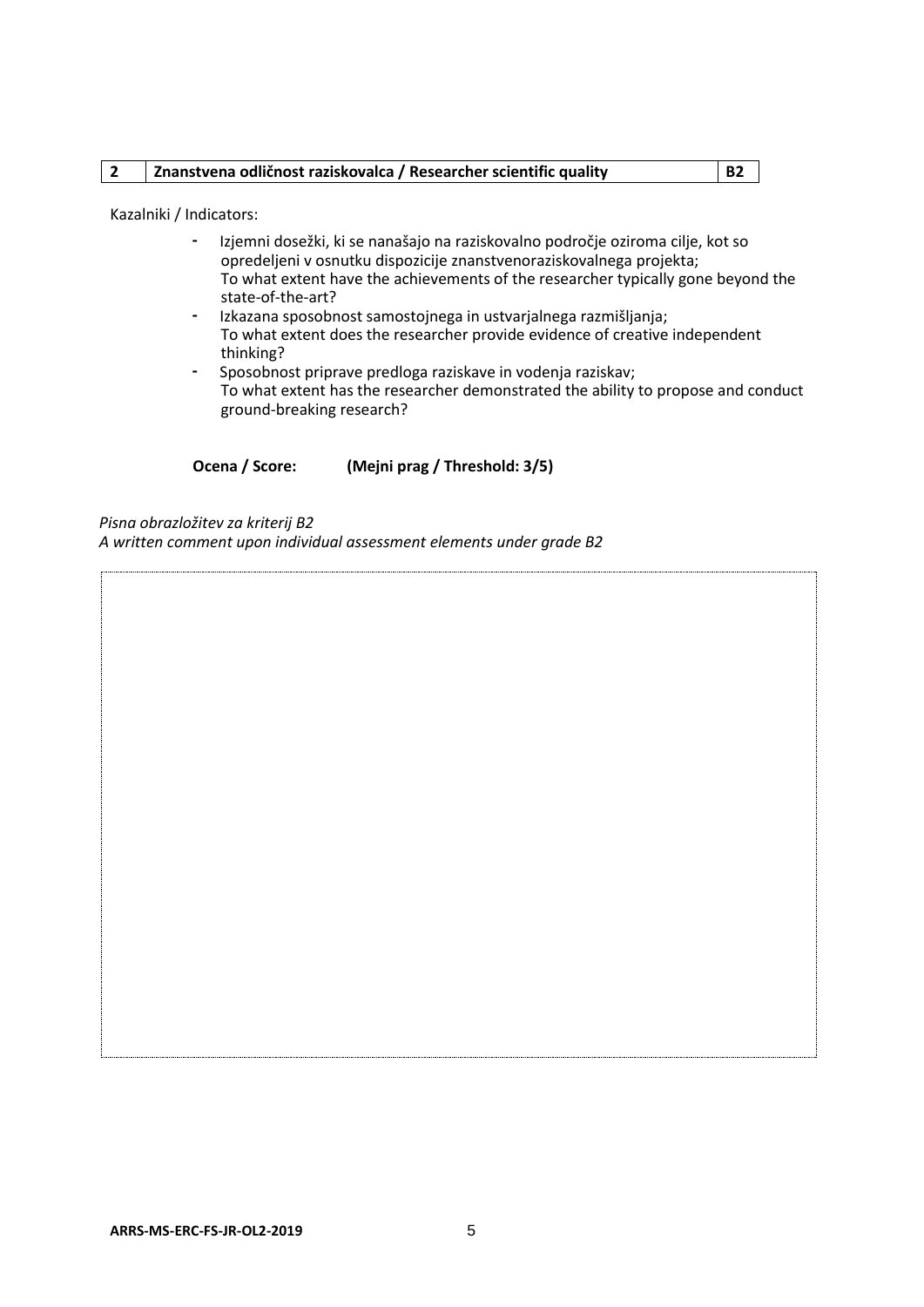| 2 | Znanstvena odličnost raziskovalca / Researcher scientific quality | B2 |
|---|---|---|

Kazalniki / Indicators:

- Izjemni dosežki, ki se nanašajo na raziskovalno področje oziroma cilje, kot so opredeljeni v osnutku dispozicije znanstvenoraziskovalnega projekta;
  To what extent have the achievements of the researcher typically gone beyond the state-of-the-art?
- Izkazana sposobnost samostojnega in ustvarjalnega razmišljanja;
  To what extent does the researcher provide evidence of creative independent thinking?
- Sposobnost priprave predloga raziskave in vodenja raziskav;
  To what extent has the researcher demonstrated the ability to propose and conduct ground-breaking research?

**Ocena / Score:** **(Mejni prag / Threshold: 3/5)**

*Pisna obrazložitev za kriterij B2*
*A written comment upon individual assessment elements under grade B2*

ARRS-MS-ERC-FS-JR-OL2-2019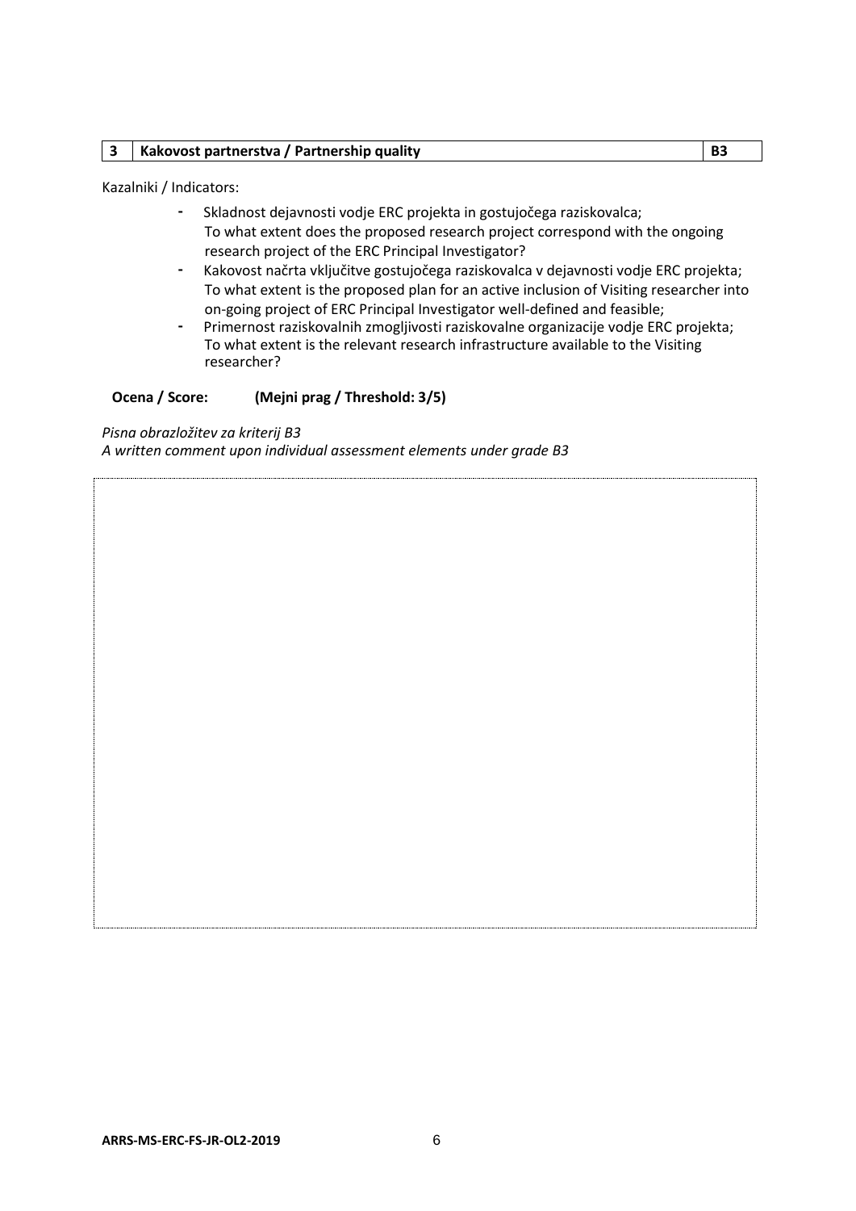| 3 | Kakovost partnerstva / Partnership quality | B3 |
|---|---|---|

Kazalniki / Indicators:

- Skladnost dejavnosti vodje ERC projekta in gostujočega raziskovalca;
  To what extent does the proposed research project correspond with the ongoing research project of the ERC Principal Investigator?
- Kakovost načrta vključitve gostujočega raziskovalca v dejavnosti vodje ERC projekta;
  To what extent is the proposed plan for an active inclusion of Visiting researcher into on-going project of ERC Principal Investigator well-defined and feasible;
- Primernost raziskovalnih zmogljivosti raziskovalne organizacije vodje ERC projekta;
  To what extent is the relevant research infrastructure available to the Visiting researcher?

**Ocena / Score:** **(Mejni prag / Threshold: 3/5)**

*Pisna obrazložitev za kriterij B3*
*A written comment upon individual assessment elements under grade B3*